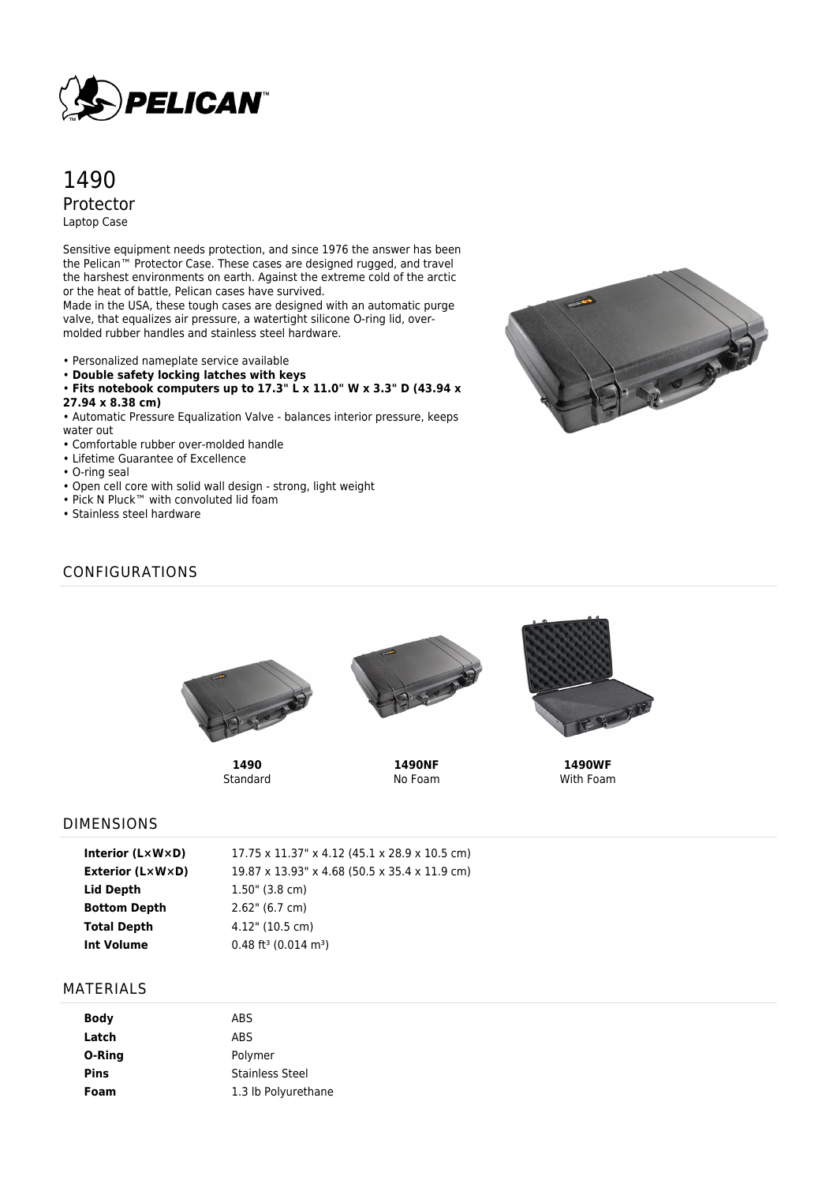PELICAN™

# 1490

## Protector

Laptop Case

Sensitive equipment needs protection, and since 1976 the answer has been the Pelican™ Protector Case. These cases are designed rugged, and travel the harshest environments on earth. Against the extreme cold of the arctic or the heat of battle, Pelican cases have survived.
Made in the USA, these tough cases are designed with an automatic purge valve, that equalizes air pressure, a watertight silicone O-ring lid, over-molded rubber handles and stainless steel hardware.

- Personalized nameplate service available
- **Double safety locking latches with keys**
- **Fits notebook computers up to 17.3" L x 11.0" W x 3.3" D (43.94 x 27.94 x 8.38 cm)**
- Automatic Pressure Equalization Valve - balances interior pressure, keeps water out
- Comfortable rubber over-molded handle
- Lifetime Guarantee of Excellence
- O-ring seal
- Open cell core with solid wall design - strong, light weight
- Pick N Pluck™ with convoluted lid foam
- Stainless steel hardware

## CONFIGURATIONS

**1490**
Standard

**1490NF**
No Foam

**1490WF**
With Foam

## DIMENSIONS

| | |
|---|---|
| **Interior (L×W×D)** | 17.75 x 11.37" x 4.12 (45.1 x 28.9 x 10.5 cm) |
| **Exterior (L×W×D)** | 19.87 x 13.93" x 4.68 (50.5 x 35.4 x 11.9 cm) |
| **Lid Depth** | 1.50" (3.8 cm) |
| **Bottom Depth** | 2.62" (6.7 cm) |
| **Total Depth** | 4.12" (10.5 cm) |
| **Int Volume** | 0.48 $ft^3$ (0.014 $m^3$) |

## MATERIALS

| | |
|---|---|
| **Body** | ABS |
| **Latch** | ABS |
| **O-Ring** | Polymer |
| **Pins** | Stainless Steel |
| **Foam** | 1.3 lb Polyurethane |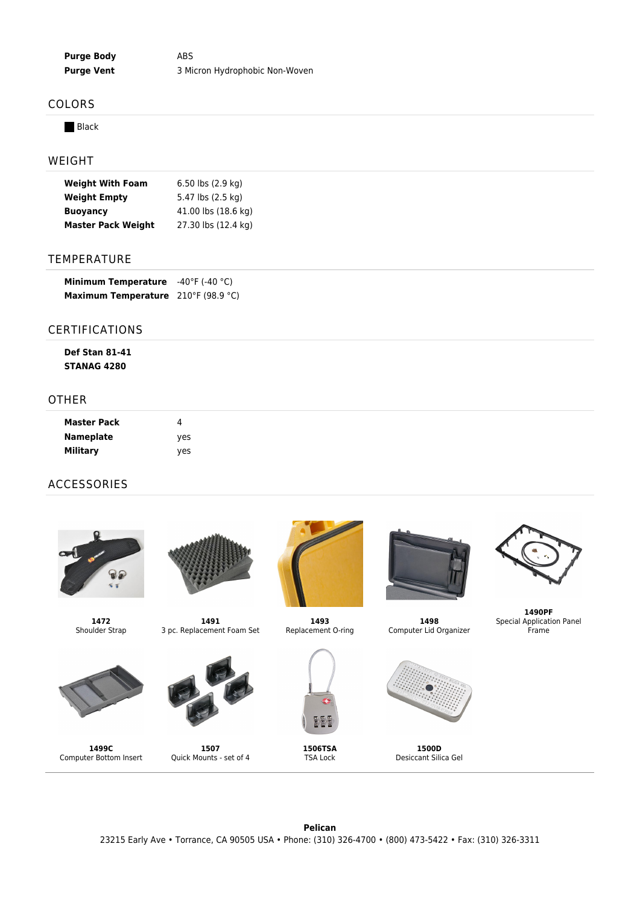| | |
|---|---|
| **Purge Body** | ABS |
| **Purge Vent** | 3 Micron Hydrophobic Non-Woven |

## COLORS

Black

## WEIGHT

| | |
|---|---|
| **Weight With Foam** | 6.50 lbs (2.9 kg) |
| **Weight Empty** | 5.47 lbs (2.5 kg) |
| **Buoyancy** | 41.00 lbs (18.6 kg) |
| **Master Pack Weight** | 27.30 lbs (12.4 kg) |

## TEMPERATURE

| | |
|---|---|
| **Minimum Temperature** | -40°F (-40 °C) |
| **Maximum Temperature** | 210°F (98.9 °C) |

## CERTIFICATIONS

**Def Stan 81-41**
**STANAG 4280**

## OTHER

| | |
|---|---|
| **Master Pack** | 4 |
| **Nameplate** | yes |
| **Military** | yes |

## ACCESSORIES

**1472**
Shoulder Strap

**1491**
3 pc. Replacement Foam Set

**1493**
Replacement O-ring

**1498**
Computer Lid Organizer

**1490PF**
Special Application Panel Frame

**1499C**
Computer Bottom Insert

**1507**
Quick Mounts - set of 4

**1506TSA**
TSA Lock

**1500D**
Desiccant Silica Gel

**Pelican**
23215 Early Ave • Torrance, CA 90505 USA • Phone: (310) 326-4700 • (800) 473-5422 • Fax: (310) 326-3311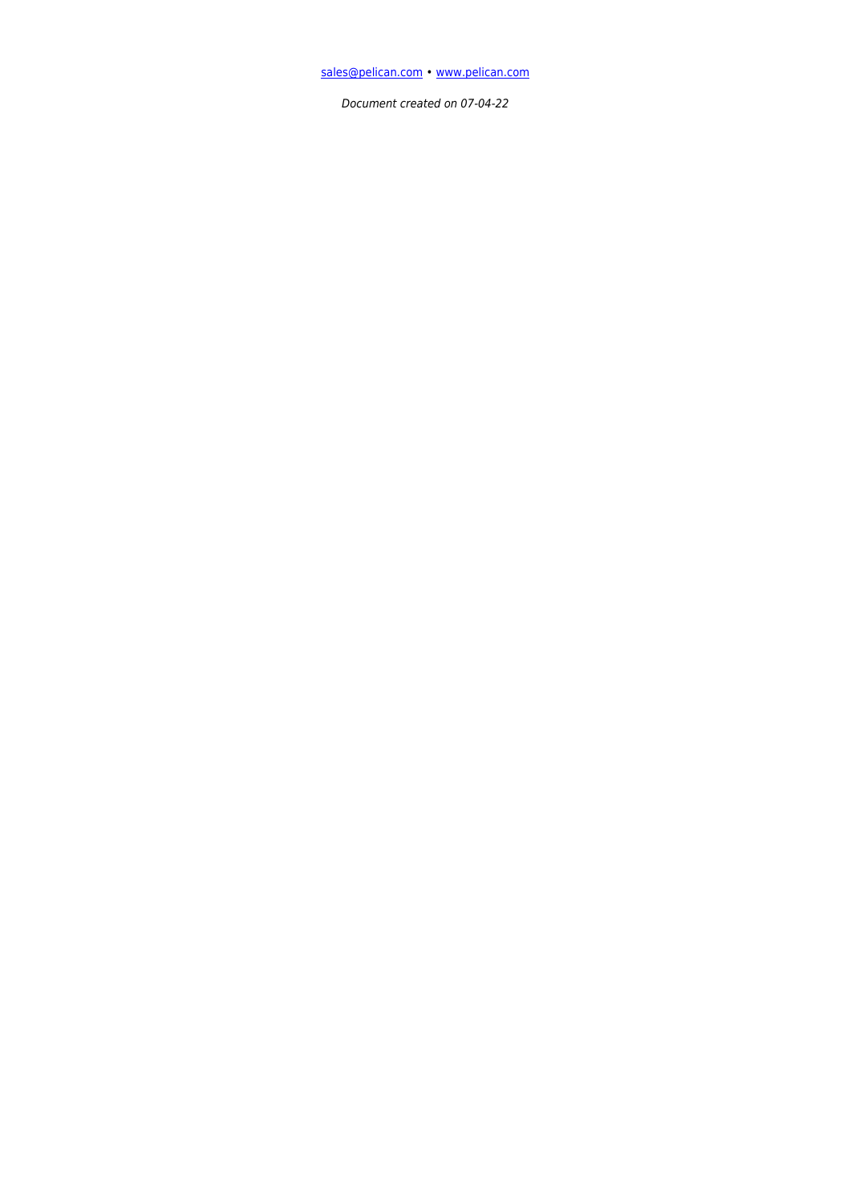[sales@pelican.com](mailto:sales@pelican.com) • [www.pelican.com](http://www.pelican.com)

*Document created on 07-04-22*